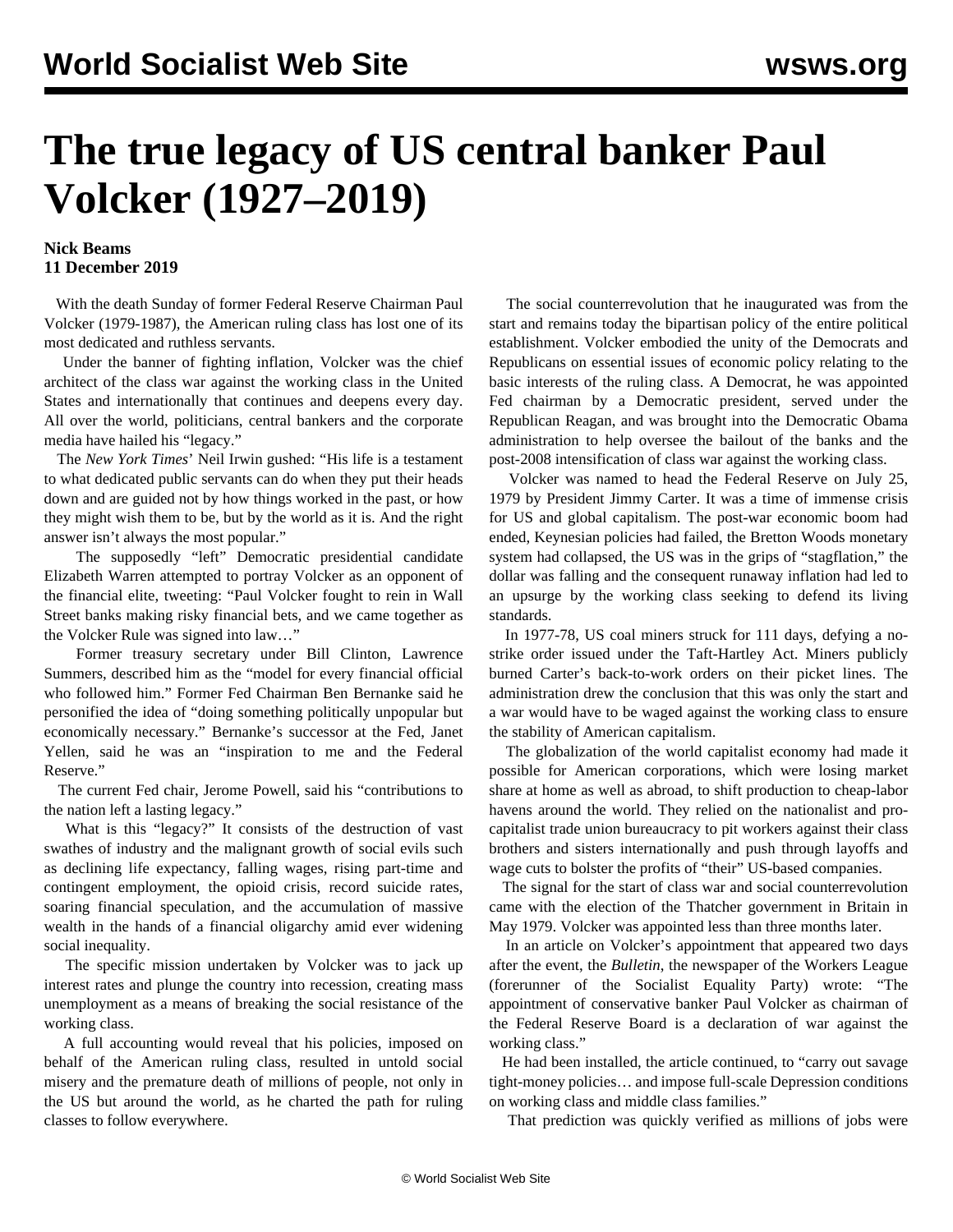# The true legacy of US central banker Paul Volcker (1927–2019)

**Nick Beams**
**11 December 2019**

With the death Sunday of former Federal Reserve Chairman Paul Volcker (1979-1987), the American ruling class has lost one of its most dedicated and ruthless servants.

Under the banner of fighting inflation, Volcker was the chief architect of the class war against the working class in the United States and internationally that continues and deepens every day. All over the world, politicians, central bankers and the corporate media have hailed his "legacy."

The *New York Times*' Neil Irwin gushed: "His life is a testament to what dedicated public servants can do when they put their heads down and are guided not by how things worked in the past, or how they might wish them to be, but by the world as it is. And the right answer isn't always the most popular."

The supposedly "left" Democratic presidential candidate Elizabeth Warren attempted to portray Volcker as an opponent of the financial elite, tweeting: "Paul Volcker fought to rein in Wall Street banks making risky financial bets, and we came together as the Volcker Rule was signed into law…"

Former treasury secretary under Bill Clinton, Lawrence Summers, described him as the "model for every financial official who followed him." Former Fed Chairman Ben Bernanke said he personified the idea of "doing something politically unpopular but economically necessary." Bernanke's successor at the Fed, Janet Yellen, said he was an "inspiration to me and the Federal Reserve."

The current Fed chair, Jerome Powell, said his "contributions to the nation left a lasting legacy."

What is this "legacy?" It consists of the destruction of vast swathes of industry and the malignant growth of social evils such as declining life expectancy, falling wages, rising part-time and contingent employment, the opioid crisis, record suicide rates, soaring financial speculation, and the accumulation of massive wealth in the hands of a financial oligarchy amid ever widening social inequality.

The specific mission undertaken by Volcker was to jack up interest rates and plunge the country into recession, creating mass unemployment as a means of breaking the social resistance of the working class.

A full accounting would reveal that his policies, imposed on behalf of the American ruling class, resulted in untold social misery and the premature death of millions of people, not only in the US but around the world, as he charted the path for ruling classes to follow everywhere.

The social counterrevolution that he inaugurated was from the start and remains today the bipartisan policy of the entire political establishment. Volcker embodied the unity of the Democrats and Republicans on essential issues of economic policy relating to the basic interests of the ruling class. A Democrat, he was appointed Fed chairman by a Democratic president, served under the Republican Reagan, and was brought into the Democratic Obama administration to help oversee the bailout of the banks and the post-2008 intensification of class war against the working class.

Volcker was named to head the Federal Reserve on July 25, 1979 by President Jimmy Carter. It was a time of immense crisis for US and global capitalism. The post-war economic boom had ended, Keynesian policies had failed, the Bretton Woods monetary system had collapsed, the US was in the grips of "stagflation," the dollar was falling and the consequent runaway inflation had led to an upsurge by the working class seeking to defend its living standards.

In 1977-78, US coal miners struck for 111 days, defying a no-strike order issued under the Taft-Hartley Act. Miners publicly burned Carter's back-to-work orders on their picket lines. The administration drew the conclusion that this was only the start and a war would have to be waged against the working class to ensure the stability of American capitalism.

The globalization of the world capitalist economy had made it possible for American corporations, which were losing market share at home as well as abroad, to shift production to cheap-labor havens around the world. They relied on the nationalist and pro-capitalist trade union bureaucracy to pit workers against their class brothers and sisters internationally and push through layoffs and wage cuts to bolster the profits of "their" US-based companies.

The signal for the start of class war and social counterrevolution came with the election of the Thatcher government in Britain in May 1979. Volcker was appointed less than three months later.

In an article on Volcker's appointment that appeared two days after the event, the *Bulletin*, the newspaper of the Workers League (forerunner of the Socialist Equality Party) wrote: "The appointment of conservative banker Paul Volcker as chairman of the Federal Reserve Board is a declaration of war against the working class."

He had been installed, the article continued, to "carry out savage tight-money policies… and impose full-scale Depression conditions on working class and middle class families."

That prediction was quickly verified as millions of jobs were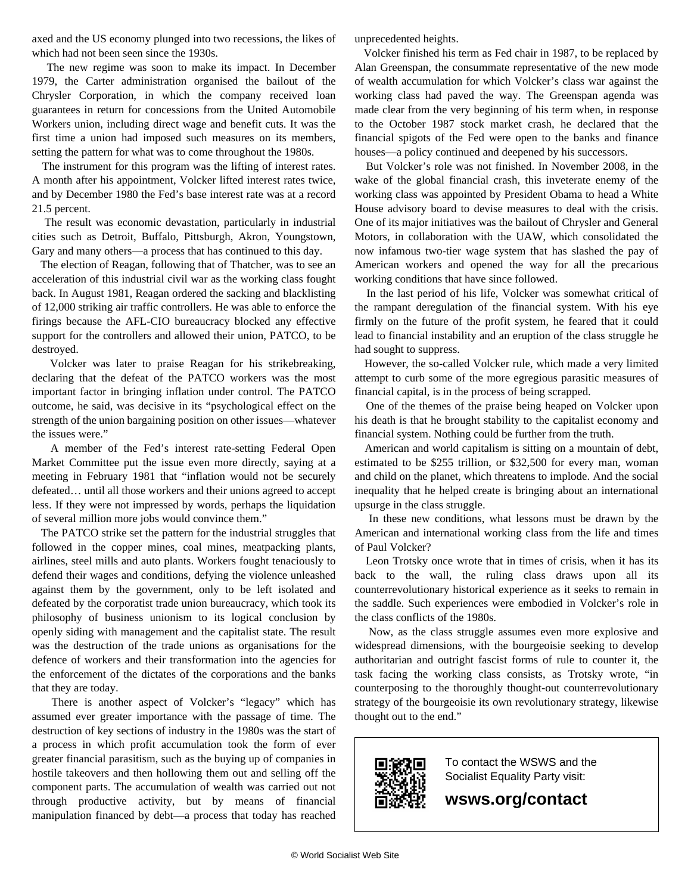axed and the US economy plunged into two recessions, the likes of which had not been seen since the 1930s.

The new regime was soon to make its impact. In December 1979, the Carter administration organised the bailout of the Chrysler Corporation, in which the company received loan guarantees in return for concessions from the United Automobile Workers union, including direct wage and benefit cuts. It was the first time a union had imposed such measures on its members, setting the pattern for what was to come throughout the 1980s.

The instrument for this program was the lifting of interest rates. A month after his appointment, Volcker lifted interest rates twice, and by December 1980 the Fed's base interest rate was at a record 21.5 percent.

The result was economic devastation, particularly in industrial cities such as Detroit, Buffalo, Pittsburgh, Akron, Youngstown, Gary and many others—a process that has continued to this day.

The election of Reagan, following that of Thatcher, was to see an acceleration of this industrial civil war as the working class fought back. In August 1981, Reagan ordered the sacking and blacklisting of 12,000 striking air traffic controllers. He was able to enforce the firings because the AFL-CIO bureaucracy blocked any effective support for the controllers and allowed their union, PATCO, to be destroyed.

Volcker was later to praise Reagan for his strikebreaking, declaring that the defeat of the PATCO workers was the most important factor in bringing inflation under control. The PATCO outcome, he said, was decisive in its "psychological effect on the strength of the union bargaining position on other issues—whatever the issues were."

A member of the Fed's interest rate-setting Federal Open Market Committee put the issue even more directly, saying at a meeting in February 1981 that "inflation would not be securely defeated… until all those workers and their unions agreed to accept less. If they were not impressed by words, perhaps the liquidation of several million more jobs would convince them."

The PATCO strike set the pattern for the industrial struggles that followed in the copper mines, coal mines, meatpacking plants, airlines, steel mills and auto plants. Workers fought tenaciously to defend their wages and conditions, defying the violence unleashed against them by the government, only to be left isolated and defeated by the corporatist trade union bureaucracy, which took its philosophy of business unionism to its logical conclusion by openly siding with management and the capitalist state. The result was the destruction of the trade unions as organisations for the defence of workers and their transformation into the agencies for the enforcement of the dictates of the corporations and the banks that they are today.

There is another aspect of Volcker's "legacy" which has assumed ever greater importance with the passage of time. The destruction of key sections of industry in the 1980s was the start of a process in which profit accumulation took the form of ever greater financial parasitism, such as the buying up of companies in hostile takeovers and then hollowing them out and selling off the component parts. The accumulation of wealth was carried out not through productive activity, but by means of financial manipulation financed by debt—a process that today has reached unprecedented heights.

Volcker finished his term as Fed chair in 1987, to be replaced by Alan Greenspan, the consummate representative of the new mode of wealth accumulation for which Volcker's class war against the working class had paved the way. The Greenspan agenda was made clear from the very beginning of his term when, in response to the October 1987 stock market crash, he declared that the financial spigots of the Fed were open to the banks and finance houses—a policy continued and deepened by his successors.

But Volcker's role was not finished. In November 2008, in the wake of the global financial crash, this inveterate enemy of the working class was appointed by President Obama to head a White House advisory board to devise measures to deal with the crisis. One of its major initiatives was the bailout of Chrysler and General Motors, in collaboration with the UAW, which consolidated the now infamous two-tier wage system that has slashed the pay of American workers and opened the way for all the precarious working conditions that have since followed.

In the last period of his life, Volcker was somewhat critical of the rampant deregulation of the financial system. With his eye firmly on the future of the profit system, he feared that it could lead to financial instability and an eruption of the class struggle he had sought to suppress.

However, the so-called Volcker rule, which made a very limited attempt to curb some of the more egregious parasitic measures of financial capital, is in the process of being scrapped.

One of the themes of the praise being heaped on Volcker upon his death is that he brought stability to the capitalist economy and financial system. Nothing could be further from the truth.

American and world capitalism is sitting on a mountain of debt, estimated to be $255 trillion, or $32,500 for every man, woman and child on the planet, which threatens to implode. And the social inequality that he helped create is bringing about an international upsurge in the class struggle.

In these new conditions, what lessons must be drawn by the American and international working class from the life and times of Paul Volcker?

Leon Trotsky once wrote that in times of crisis, when it has its back to the wall, the ruling class draws upon all its counterrevolutionary historical experience as it seeks to remain in the saddle. Such experiences were embodied in Volcker's role in the class conflicts of the 1980s.

Now, as the class struggle assumes even more explosive and widespread dimensions, with the bourgeoisie seeking to develop authoritarian and outright fascist forms of rule to counter it, the task facing the working class consists, as Trotsky wrote, "in counterposing to the thoroughly thought-out counterrevolutionary strategy of the bourgeoisie its own revolutionary strategy, likewise thought out to the end."

To contact the WSWS and the Socialist Equality Party visit:

**wsws.org/contact**